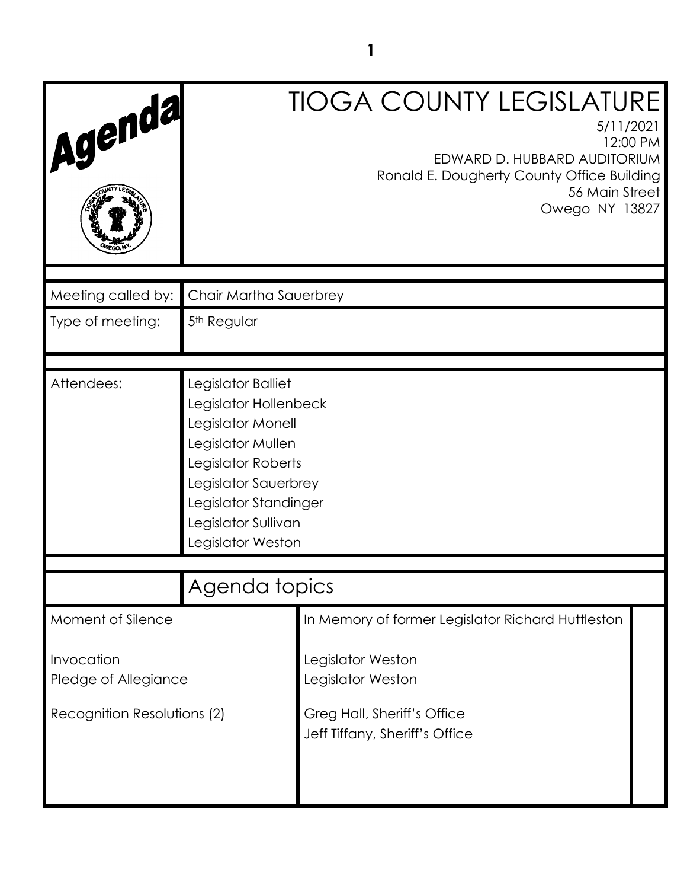# Agenda

# TIOGA COUNTY LEGISLATURE

5/11/2021
12:00 PM
EDWARD D. HUBBARD AUDITORIUM
Ronald E. Dougherty County Office Building
56 Main Street
Owego NY 13827

| | |
|---|---|
| Meeting called by: | Chair Martha Sauerbrey |
| Type of meeting: | 5th Regular |
| Attendees: | Legislator Balliet<br>Legislator Hollenbeck<br>Legislator Monell<br>Legislator Mullen<br>Legislator Roberts<br>Legislator Sauerbrey<br>Legislator Standinger<br>Legislator Sullivan<br>Legislator Weston |

## Agenda topics

| | |
|---|---|
| Moment of Silence | In Memory of former Legislator Richard Huttleston |
| Invocation | Legislator Weston |
| Pledge of Allegiance | Legislator Weston |
| Recognition Resolutions (2) | Greg Hall, Sheriff's Office<br>Jeff Tiffany, Sheriff's Office |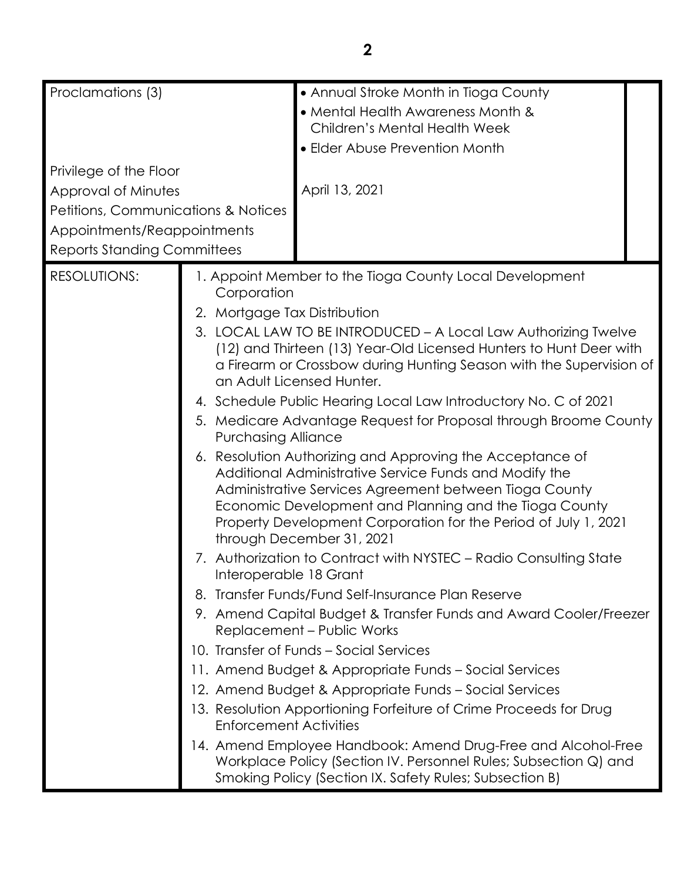| | |
|---|---|
| Proclamations (3) | • Annual Stroke Month in Tioga County<br>• Mental Health Awareness Month & Children's Mental Health Week<br>• Elder Abuse Prevention Month |
| Privilege of the Floor | |
| Approval of Minutes | April 13, 2021 |
| Petitions, Communications & Notices | |
| Appointments/Reappointments | |
| Reports Standing Committees | |

| | |
|---|---|
| RESOLUTIONS: | 1. Appoint Member to the Tioga County Local Development Corporation<br>2. Mortgage Tax Distribution<br>3. LOCAL LAW TO BE INTRODUCED – A Local Law Authorizing Twelve (12) and Thirteen (13) Year-Old Licensed Hunters to Hunt Deer with a Firearm or Crossbow during Hunting Season with the Supervision of an Adult Licensed Hunter.<br>4. Schedule Public Hearing Local Law Introductory No. C of 2021<br>5. Medicare Advantage Request for Proposal through Broome County Purchasing Alliance<br>6. Resolution Authorizing and Approving the Acceptance of Additional Administrative Service Funds and Modify the Administrative Services Agreement between Tioga County Economic Development and Planning and the Tioga County Property Development Corporation for the Period of July 1, 2021 through December 31, 2021<br>7. Authorization to Contract with NYSTEC – Radio Consulting State Interoperable 18 Grant<br>8. Transfer Funds/Fund Self-Insurance Plan Reserve<br>9. Amend Capital Budget & Transfer Funds and Award Cooler/Freezer Replacement – Public Works<br>10. Transfer of Funds – Social Services<br>11. Amend Budget & Appropriate Funds – Social Services<br>12. Amend Budget & Appropriate Funds – Social Services<br>13. Resolution Apportioning Forfeiture of Crime Proceeds for Drug Enforcement Activities<br>14. Amend Employee Handbook: Amend Drug-Free and Alcohol-Free Workplace Policy (Section IV. Personnel Rules; Subsection Q) and Smoking Policy (Section IX. Safety Rules; Subsection B) |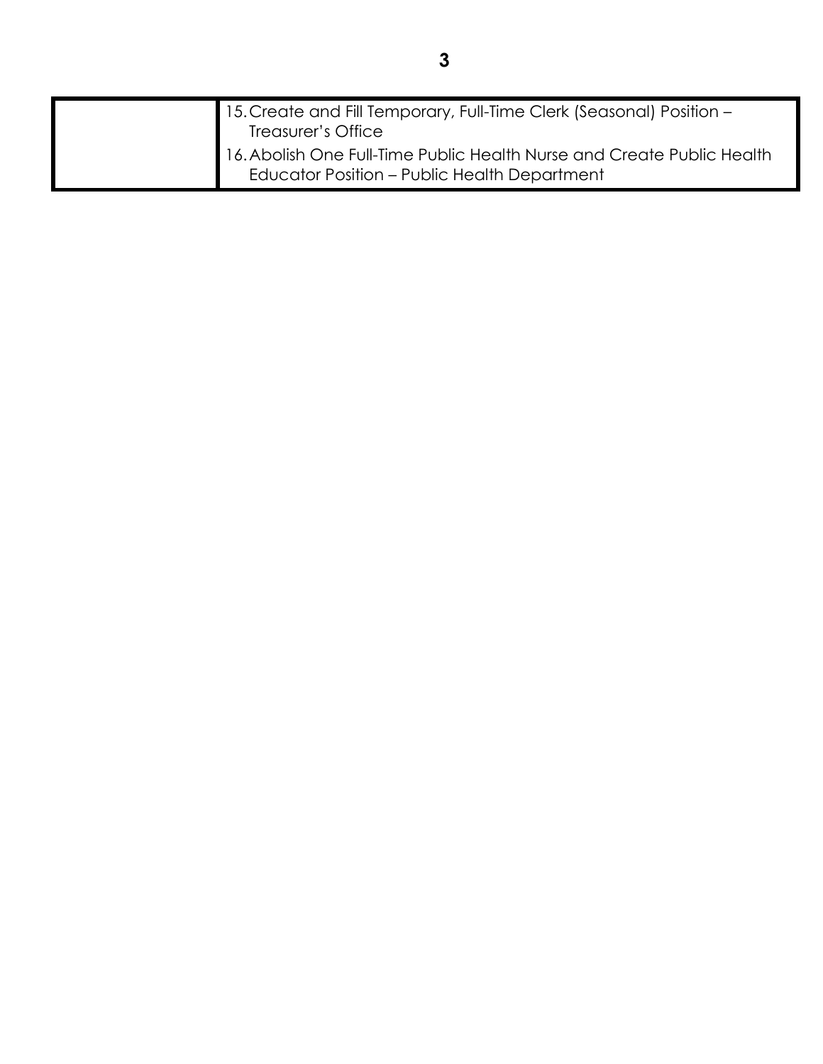| | |
|---|---|
| | 15. Create and Fill Temporary, Full-Time Clerk (Seasonal) Position – Treasurer's Office<br>16. Abolish One Full-Time Public Health Nurse and Create Public Health Educator Position – Public Health Department |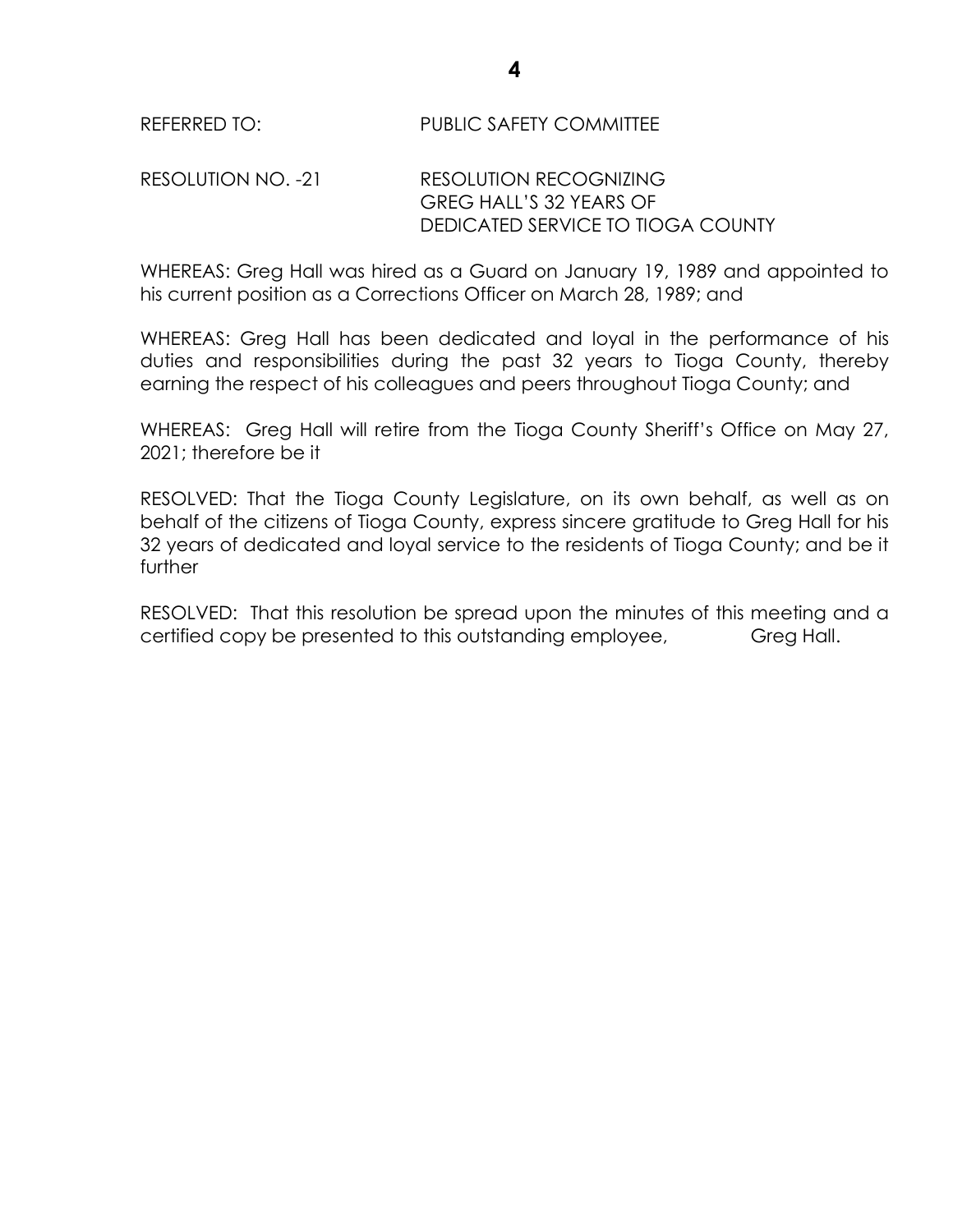REFERRED TO: PUBLIC SAFETY COMMITTEE

RESOLUTION NO. -21 RESOLUTION RECOGNIZING GREG HALL'S 32 YEARS OF DEDICATED SERVICE TO TIOGA COUNTY

WHEREAS: Greg Hall was hired as a Guard on January 19, 1989 and appointed to his current position as a Corrections Officer on March 28, 1989; and

WHEREAS: Greg Hall has been dedicated and loyal in the performance of his duties and responsibilities during the past 32 years to Tioga County, thereby earning the respect of his colleagues and peers throughout Tioga County; and

WHEREAS: Greg Hall will retire from the Tioga County Sheriff's Office on May 27, 2021; therefore be it

RESOLVED: That the Tioga County Legislature, on its own behalf, as well as on behalf of the citizens of Tioga County, express sincere gratitude to Greg Hall for his 32 years of dedicated and loyal service to the residents of Tioga County; and be it further

RESOLVED: That this resolution be spread upon the minutes of this meeting and a certified copy be presented to this outstanding employee, Greg Hall.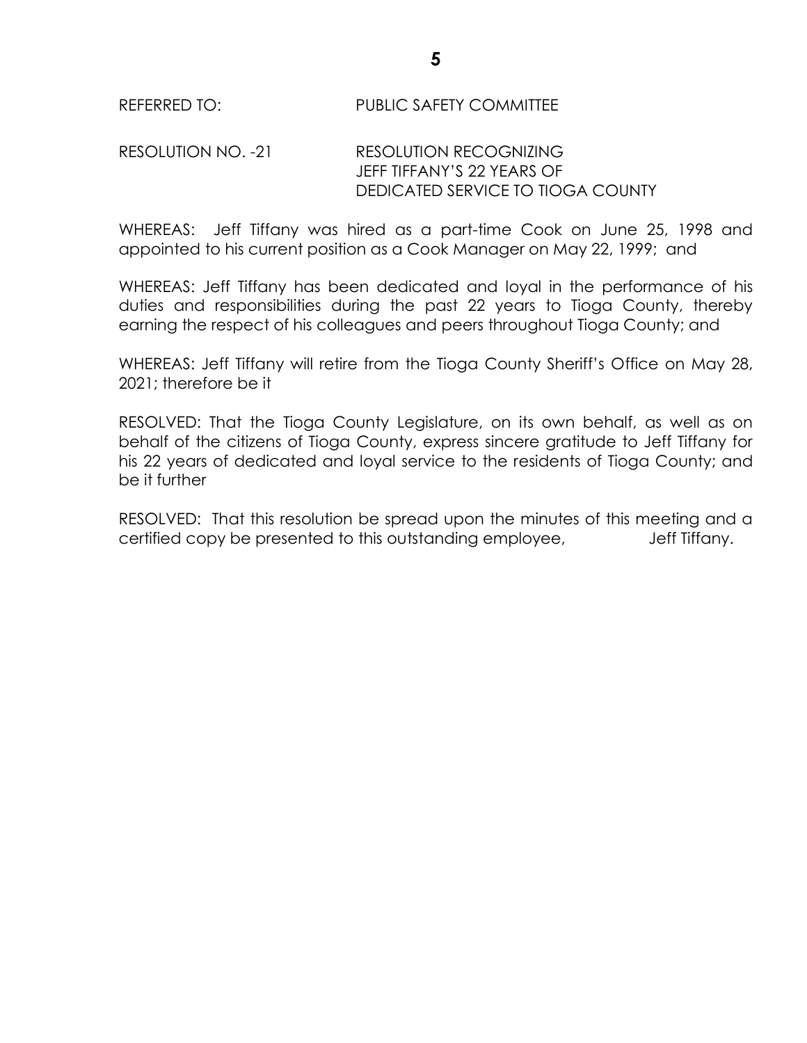REFERRED TO: PUBLIC SAFETY COMMITTEE

RESOLUTION NO. -21 RESOLUTION RECOGNIZING JEFF TIFFANY'S 22 YEARS OF DEDICATED SERVICE TO TIOGA COUNTY

WHEREAS: Jeff Tiffany was hired as a part-time Cook on June 25, 1998 and appointed to his current position as a Cook Manager on May 22, 1999; and

WHEREAS: Jeff Tiffany has been dedicated and loyal in the performance of his duties and responsibilities during the past 22 years to Tioga County, thereby earning the respect of his colleagues and peers throughout Tioga County; and

WHEREAS: Jeff Tiffany will retire from the Tioga County Sheriff's Office on May 28, 2021; therefore be it

RESOLVED: That the Tioga County Legislature, on its own behalf, as well as on behalf of the citizens of Tioga County, express sincere gratitude to Jeff Tiffany for his 22 years of dedicated and loyal service to the residents of Tioga County; and be it further

RESOLVED: That this resolution be spread upon the minutes of this meeting and a certified copy be presented to this outstanding employee, Jeff Tiffany.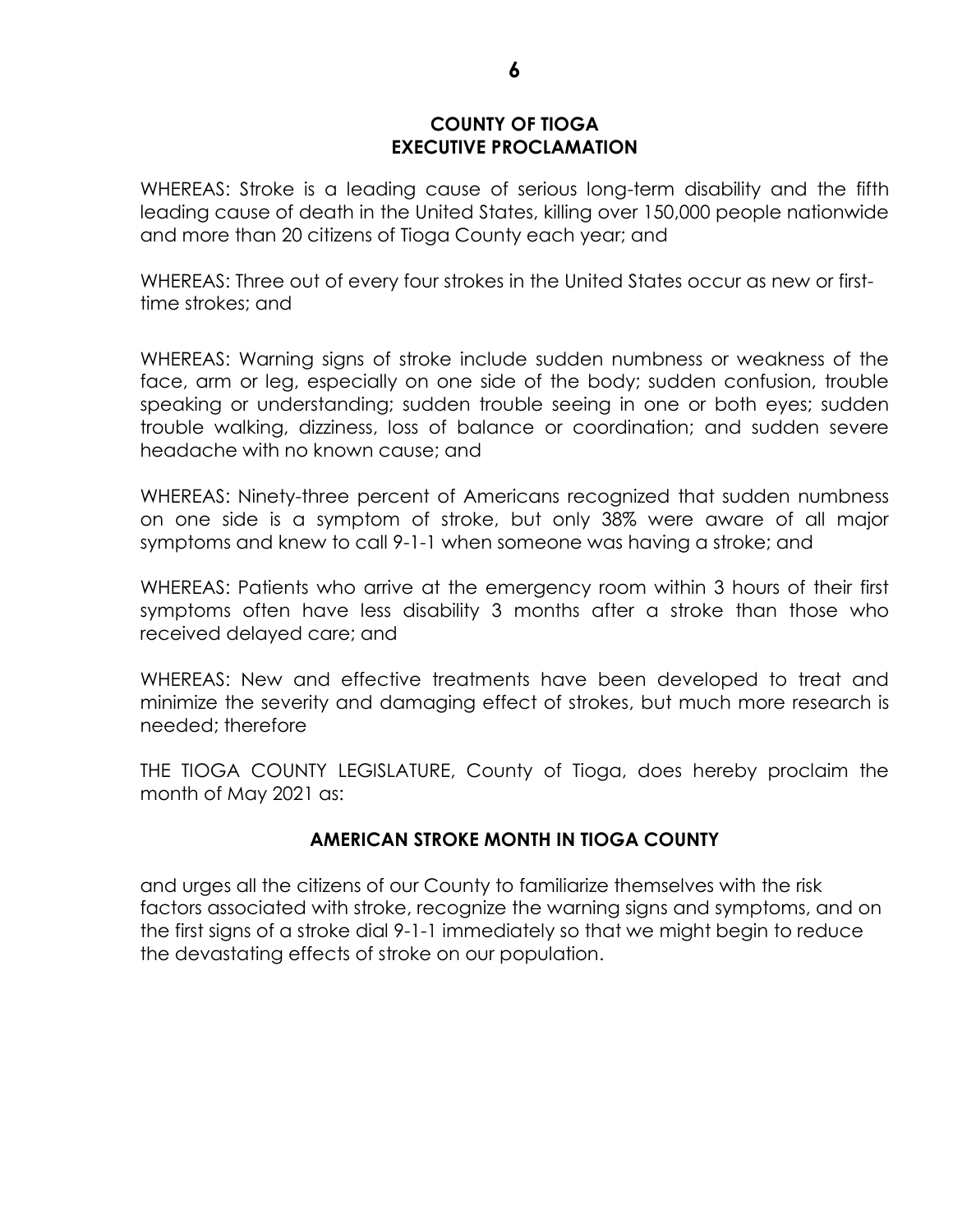## COUNTY OF TIOGA
## EXECUTIVE PROCLAMATION

WHEREAS: Stroke is a leading cause of serious long-term disability and the fifth leading cause of death in the United States, killing over 150,000 people nationwide and more than 20 citizens of Tioga County each year; and

WHEREAS: Three out of every four strokes in the United States occur as new or first-time strokes; and

WHEREAS: Warning signs of stroke include sudden numbness or weakness of the face, arm or leg, especially on one side of the body; sudden confusion, trouble speaking or understanding; sudden trouble seeing in one or both eyes; sudden trouble walking, dizziness, loss of balance or coordination; and sudden severe headache with no known cause; and

WHEREAS: Ninety-three percent of Americans recognized that sudden numbness on one side is a symptom of stroke, but only 38% were aware of all major symptoms and knew to call 9-1-1 when someone was having a stroke; and

WHEREAS: Patients who arrive at the emergency room within 3 hours of their first symptoms often have less disability 3 months after a stroke than those who received delayed care; and

WHEREAS: New and effective treatments have been developed to treat and minimize the severity and damaging effect of strokes, but much more research is needed; therefore

THE TIOGA COUNTY LEGISLATURE, County of Tioga, does hereby proclaim the month of May 2021 as:

**AMERICAN STROKE MONTH IN TIOGA COUNTY**

and urges all the citizens of our County to familiarize themselves with the risk factors associated with stroke, recognize the warning signs and symptoms, and on the first signs of a stroke dial 9-1-1 immediately so that we might begin to reduce the devastating effects of stroke on our population.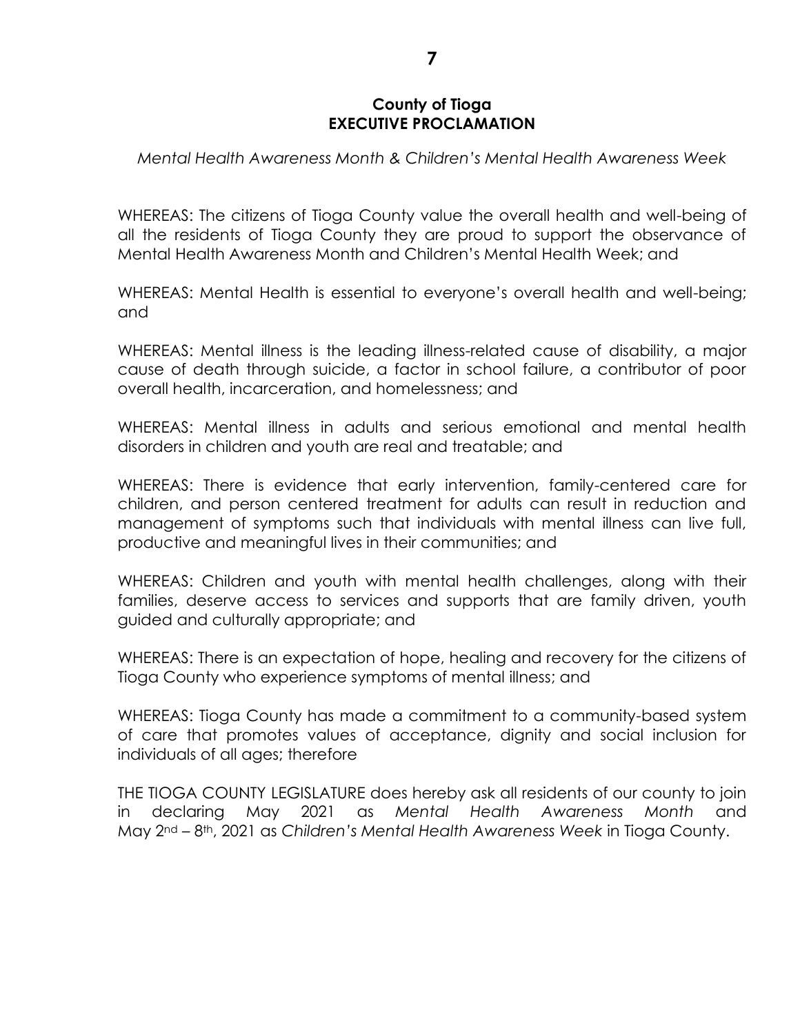**County of Tioga**
**EXECUTIVE PROCLAMATION**

*Mental Health Awareness Month & Children's Mental Health Awareness Week*

WHEREAS: The citizens of Tioga County value the overall health and well-being of all the residents of Tioga County they are proud to support the observance of Mental Health Awareness Month and Children's Mental Health Week; and

WHEREAS: Mental Health is essential to everyone's overall health and well-being; and

WHEREAS: Mental illness is the leading illness-related cause of disability, a major cause of death through suicide, a factor in school failure, a contributor of poor overall health, incarceration, and homelessness; and

WHEREAS: Mental illness in adults and serious emotional and mental health disorders in children and youth are real and treatable; and

WHEREAS: There is evidence that early intervention, family-centered care for children, and person centered treatment for adults can result in reduction and management of symptoms such that individuals with mental illness can live full, productive and meaningful lives in their communities; and

WHEREAS: Children and youth with mental health challenges, along with their families, deserve access to services and supports that are family driven, youth guided and culturally appropriate; and

WHEREAS: There is an expectation of hope, healing and recovery for the citizens of Tioga County who experience symptoms of mental illness; and

WHEREAS: Tioga County has made a commitment to a community-based system of care that promotes values of acceptance, dignity and social inclusion for individuals of all ages; therefore

THE TIOGA COUNTY LEGISLATURE does hereby ask all residents of our county to join in declaring May 2021 as *Mental Health Awareness Month* and May 2nd – 8th, 2021 as *Children's Mental Health Awareness Week* in Tioga County.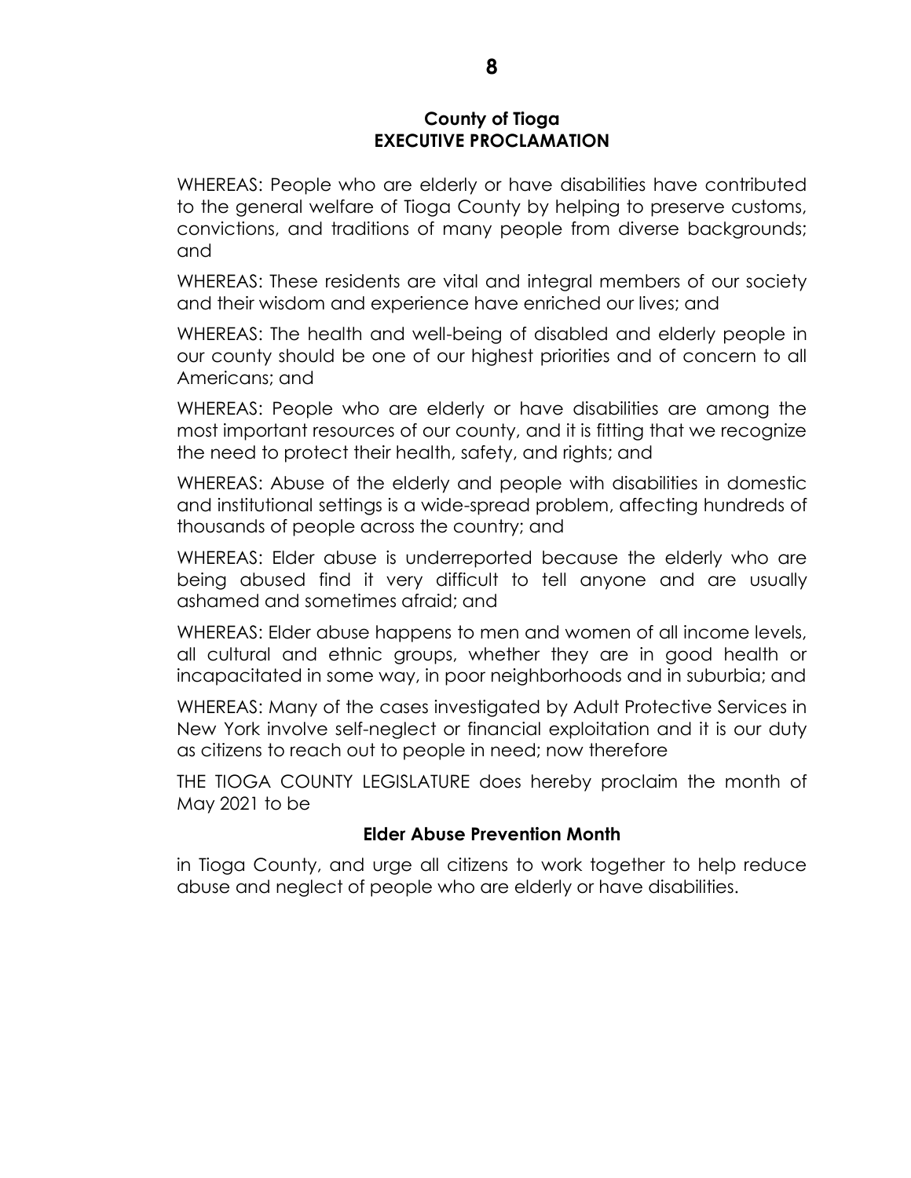## County of Tioga
## EXECUTIVE PROCLAMATION

WHEREAS: People who are elderly or have disabilities have contributed to the general welfare of Tioga County by helping to preserve customs, convictions, and traditions of many people from diverse backgrounds; and

WHEREAS: These residents are vital and integral members of our society and their wisdom and experience have enriched our lives; and

WHEREAS: The health and well-being of disabled and elderly people in our county should be one of our highest priorities and of concern to all Americans; and

WHEREAS: People who are elderly or have disabilities are among the most important resources of our county, and it is fitting that we recognize the need to protect their health, safety, and rights; and

WHEREAS: Abuse of the elderly and people with disabilities in domestic and institutional settings is a wide-spread problem, affecting hundreds of thousands of people across the country; and

WHEREAS: Elder abuse is underreported because the elderly who are being abused find it very difficult to tell anyone and are usually ashamed and sometimes afraid; and

WHEREAS: Elder abuse happens to men and women of all income levels, all cultural and ethnic groups, whether they are in good health or incapacitated in some way, in poor neighborhoods and in suburbia; and

WHEREAS: Many of the cases investigated by Adult Protective Services in New York involve self-neglect or financial exploitation and it is our duty as citizens to reach out to people in need; now therefore

THE TIOGA COUNTY LEGISLATURE does hereby proclaim the month of May 2021 to be

**Elder Abuse Prevention Month**

in Tioga County, and urge all citizens to work together to help reduce abuse and neglect of people who are elderly or have disabilities.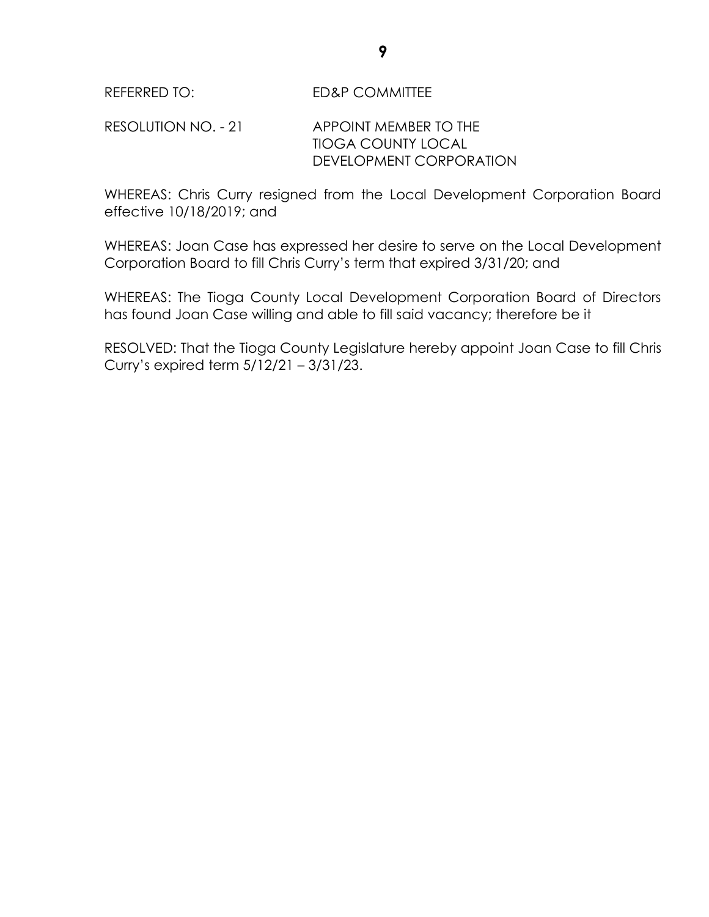REFERRED TO: ED&P COMMITTEE

RESOLUTION NO. - 21 APPOINT MEMBER TO THE TIOGA COUNTY LOCAL DEVELOPMENT CORPORATION

WHEREAS: Chris Curry resigned from the Local Development Corporation Board effective 10/18/2019; and

WHEREAS: Joan Case has expressed her desire to serve on the Local Development Corporation Board to fill Chris Curry's term that expired 3/31/20; and

WHEREAS: The Tioga County Local Development Corporation Board of Directors has found Joan Case willing and able to fill said vacancy; therefore be it

RESOLVED: That the Tioga County Legislature hereby appoint Joan Case to fill Chris Curry's expired term 5/12/21 – 3/31/23.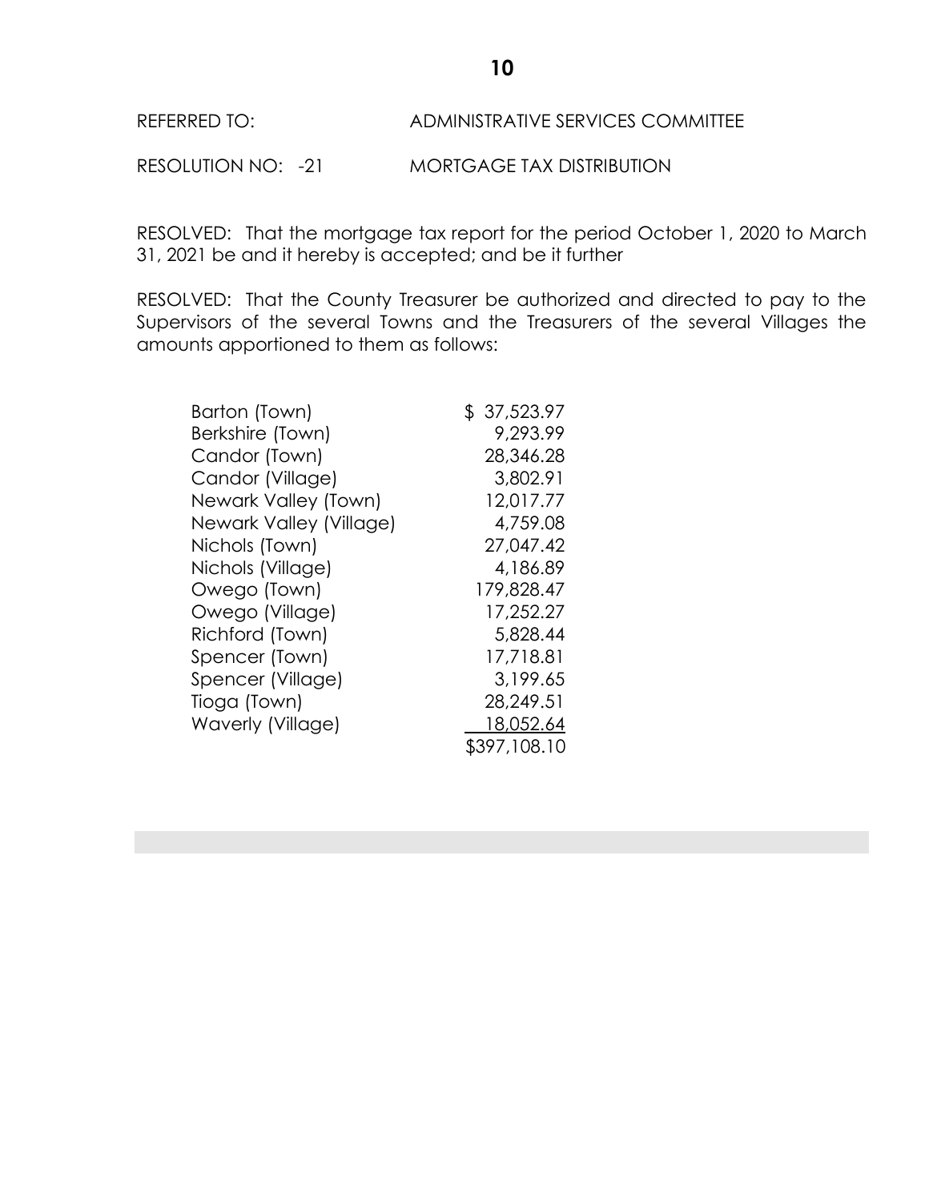REFERRED TO: ADMINISTRATIVE SERVICES COMMITTEE

RESOLUTION NO: -21 MORTGAGE TAX DISTRIBUTION

RESOLVED: That the mortgage tax report for the period October 1, 2020 to March 31, 2021 be and it hereby is accepted; and be it further

RESOLVED: That the County Treasurer be authorized and directed to pay to the Supervisors of the several Towns and the Treasurers of the several Villages the amounts apportioned to them as follows:

| | |
|---|---|
| Barton (Town) | $ 37,523.97 |
| Berkshire (Town) | 9,293.99 |
| Candor (Town) | 28,346.28 |
| Candor (Village) | 3,802.91 |
| Newark Valley (Town) | 12,017.77 |
| Newark Valley (Village) | 4,759.08 |
| Nichols (Town) | 27,047.42 |
| Nichols (Village) | 4,186.89 |
| Owego (Town) | 179,828.47 |
| Owego (Village) | 17,252.27 |
| Richford (Town) | 5,828.44 |
| Spencer (Town) | 17,718.81 |
| Spencer (Village) | 3,199.65 |
| Tioga (Town) | 28,249.51 |
| Waverly (Village) | 18,052.64 |
| | $397,108.10 |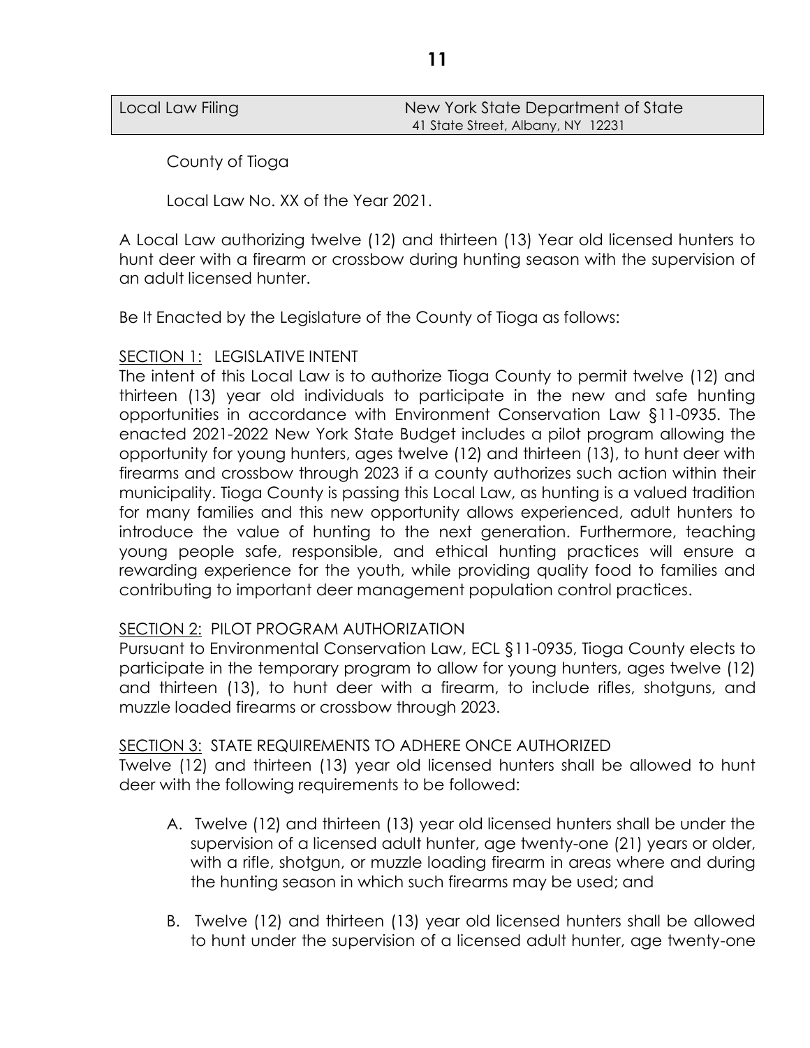| Local Law Filing | New York State Department of State<br>41 State Street, Albany, NY 12231 |
|---|---|

County of Tioga

Local Law No. XX of the Year 2021.

A Local Law authorizing twelve (12) and thirteen (13) Year old licensed hunters to hunt deer with a firearm or crossbow during hunting season with the supervision of an adult licensed hunter.

Be It Enacted by the Legislature of the County of Tioga as follows:

<u>SECTION 1:</u> LEGISLATIVE INTENT

The intent of this Local Law is to authorize Tioga County to permit twelve (12) and thirteen (13) year old individuals to participate in the new and safe hunting opportunities in accordance with Environment Conservation Law §11-0935. The enacted 2021-2022 New York State Budget includes a pilot program allowing the opportunity for young hunters, ages twelve (12) and thirteen (13), to hunt deer with firearms and crossbow through 2023 if a county authorizes such action within their municipality. Tioga County is passing this Local Law, as hunting is a valued tradition for many families and this new opportunity allows experienced, adult hunters to introduce the value of hunting to the next generation. Furthermore, teaching young people safe, responsible, and ethical hunting practices will ensure a rewarding experience for the youth, while providing quality food to families and contributing to important deer management population control practices.

<u>SECTION 2:</u> PILOT PROGRAM AUTHORIZATION

Pursuant to Environmental Conservation Law, ECL §11-0935, Tioga County elects to participate in the temporary program to allow for young hunters, ages twelve (12) and thirteen (13), to hunt deer with a firearm, to include rifles, shotguns, and muzzle loaded firearms or crossbow through 2023.

<u>SECTION 3:</u> STATE REQUIREMENTS TO ADHERE ONCE AUTHORIZED

Twelve (12) and thirteen (13) year old licensed hunters shall be allowed to hunt deer with the following requirements to be followed:

A. Twelve (12) and thirteen (13) year old licensed hunters shall be under the supervision of a licensed adult hunter, age twenty-one (21) years or older, with a rifle, shotgun, or muzzle loading firearm in areas where and during the hunting season in which such firearms may be used; and

B. Twelve (12) and thirteen (13) year old licensed hunters shall be allowed to hunt under the supervision of a licensed adult hunter, age twenty-one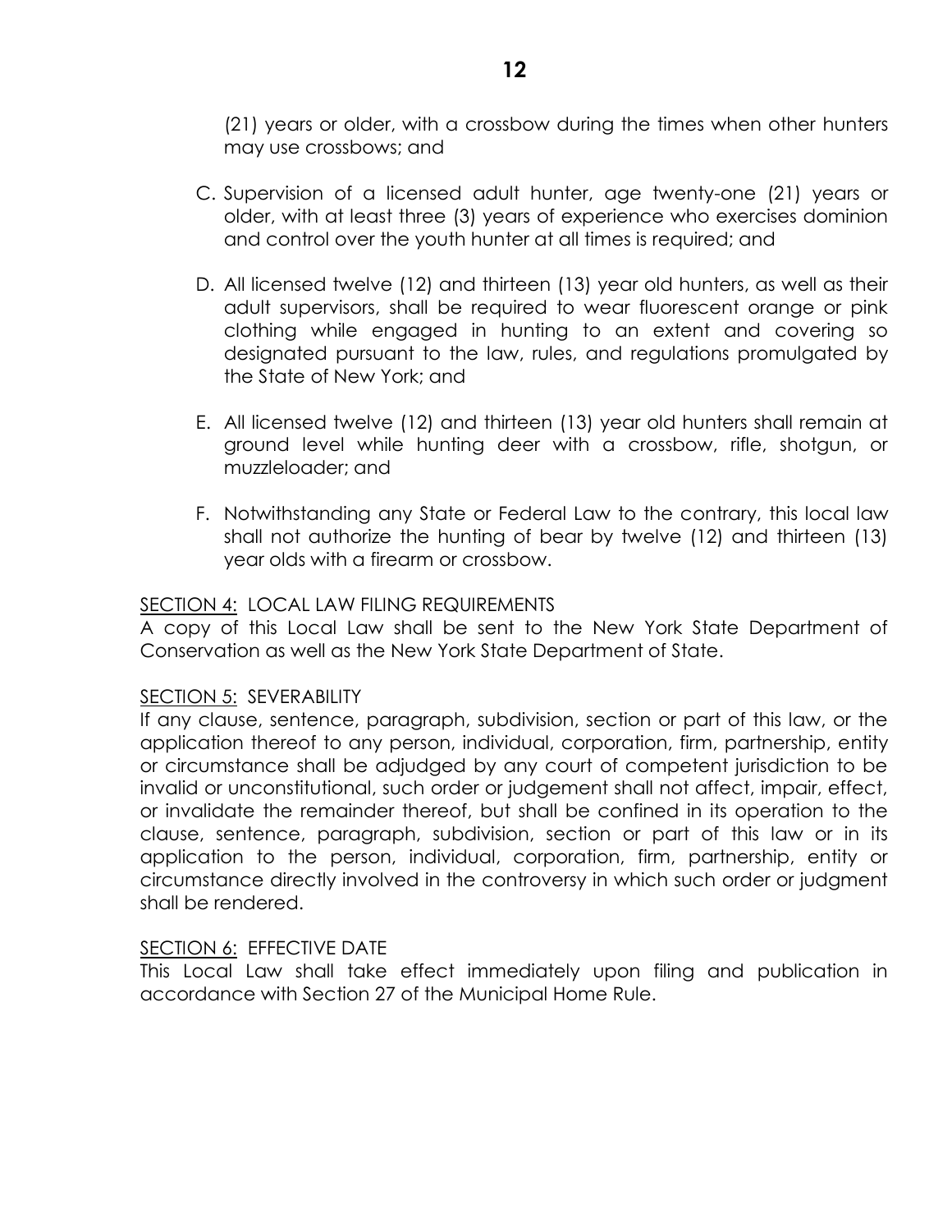(21) years or older, with a crossbow during the times when other hunters may use crossbows; and

C. Supervision of a licensed adult hunter, age twenty-one (21) years or older, with at least three (3) years of experience who exercises dominion and control over the youth hunter at all times is required; and

D. All licensed twelve (12) and thirteen (13) year old hunters, as well as their adult supervisors, shall be required to wear fluorescent orange or pink clothing while engaged in hunting to an extent and covering so designated pursuant to the law, rules, and regulations promulgated by the State of New York; and

E. All licensed twelve (12) and thirteen (13) year old hunters shall remain at ground level while hunting deer with a crossbow, rifle, shotgun, or muzzleloader; and

F. Notwithstanding any State or Federal Law to the contrary, this local law shall not authorize the hunting of bear by twelve (12) and thirteen (13) year olds with a firearm or crossbow.

<u>SECTION 4:</u> LOCAL LAW FILING REQUIREMENTS
A copy of this Local Law shall be sent to the New York State Department of Conservation as well as the New York State Department of State.

<u>SECTION 5:</u> SEVERABILITY
If any clause, sentence, paragraph, subdivision, section or part of this law, or the application thereof to any person, individual, corporation, firm, partnership, entity or circumstance shall be adjudged by any court of competent jurisdiction to be invalid or unconstitutional, such order or judgement shall not affect, impair, effect, or invalidate the remainder thereof, but shall be confined in its operation to the clause, sentence, paragraph, subdivision, section or part of this law or in its application to the person, individual, corporation, firm, partnership, entity or circumstance directly involved in the controversy in which such order or judgment shall be rendered.

<u>SECTION 6:</u> EFFECTIVE DATE
This Local Law shall take effect immediately upon filing and publication in accordance with Section 27 of the Municipal Home Rule.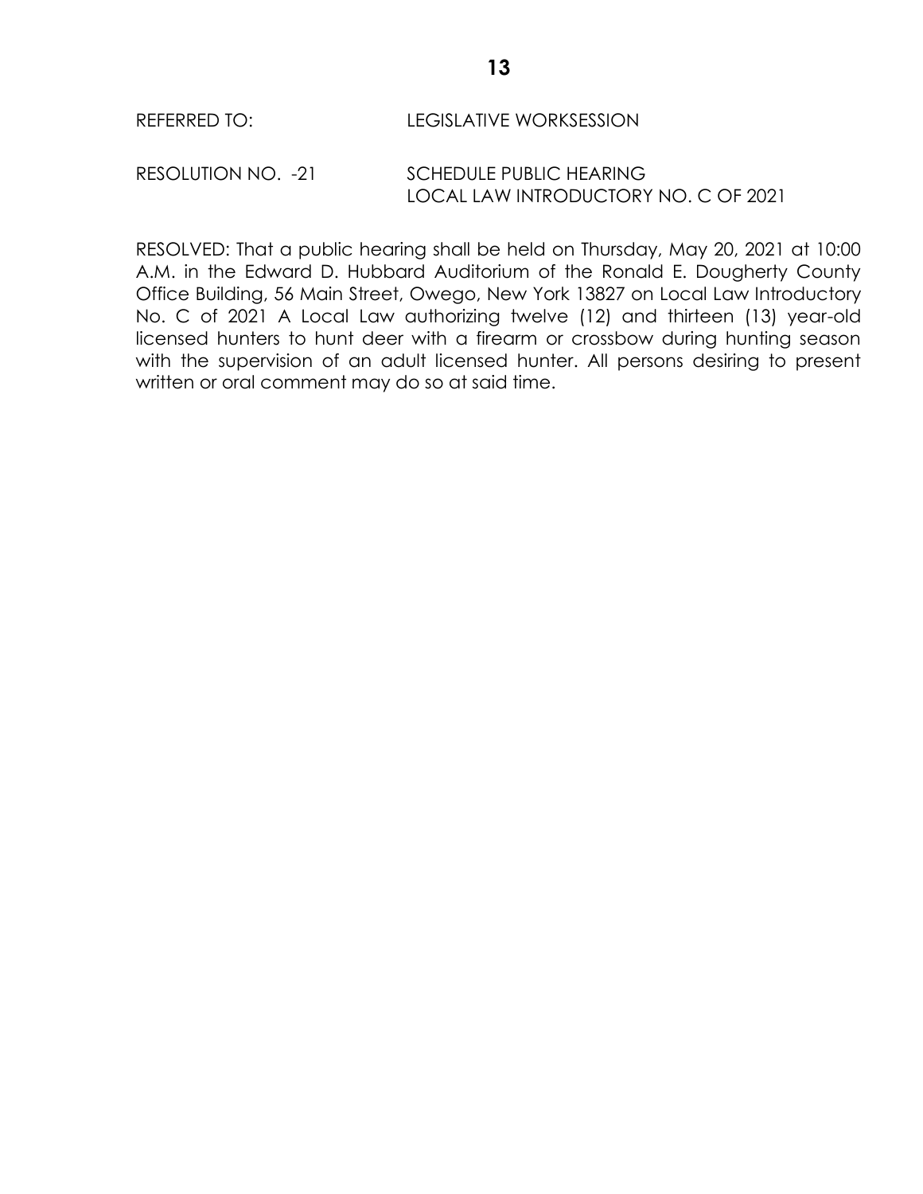REFERRED TO: LEGISLATIVE WORKSESSION

RESOLUTION NO. -21 SCHEDULE PUBLIC HEARING
LOCAL LAW INTRODUCTORY NO. C OF 2021

RESOLVED: That a public hearing shall be held on Thursday, May 20, 2021 at 10:00 A.M. in the Edward D. Hubbard Auditorium of the Ronald E. Dougherty County Office Building, 56 Main Street, Owego, New York 13827 on Local Law Introductory No. C of 2021 A Local Law authorizing twelve (12) and thirteen (13) year-old licensed hunters to hunt deer with a firearm or crossbow during hunting season with the supervision of an adult licensed hunter. All persons desiring to present written or oral comment may do so at said time.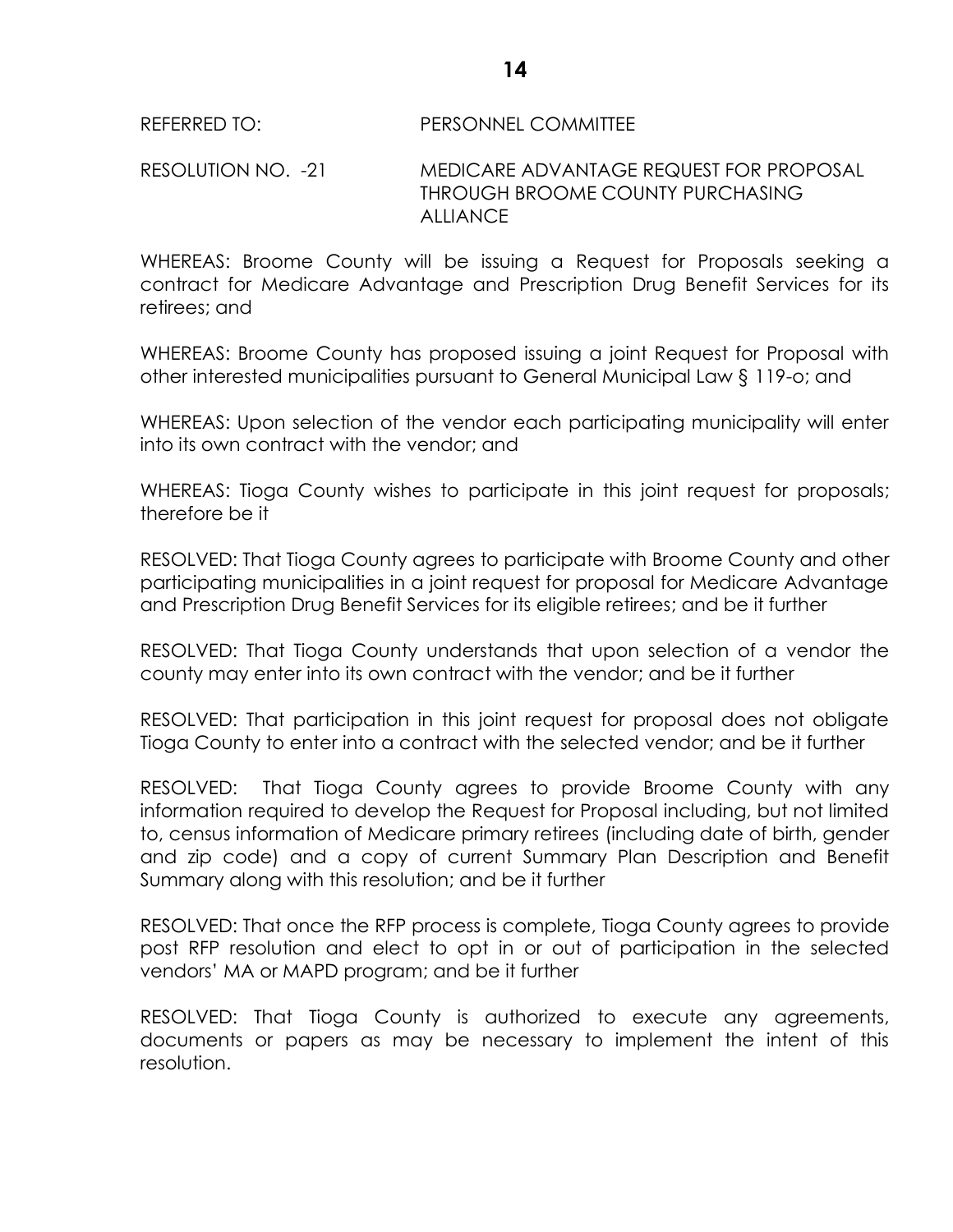REFERRED TO: PERSONNEL COMMITTEE

RESOLUTION NO. -21 MEDICARE ADVANTAGE REQUEST FOR PROPOSAL THROUGH BROOME COUNTY PURCHASING ALLIANCE

WHEREAS: Broome County will be issuing a Request for Proposals seeking a contract for Medicare Advantage and Prescription Drug Benefit Services for its retirees; and

WHEREAS: Broome County has proposed issuing a joint Request for Proposal with other interested municipalities pursuant to General Municipal Law § 119-o; and

WHEREAS: Upon selection of the vendor each participating municipality will enter into its own contract with the vendor; and

WHEREAS: Tioga County wishes to participate in this joint request for proposals; therefore be it

RESOLVED: That Tioga County agrees to participate with Broome County and other participating municipalities in a joint request for proposal for Medicare Advantage and Prescription Drug Benefit Services for its eligible retirees; and be it further

RESOLVED: That Tioga County understands that upon selection of a vendor the county may enter into its own contract with the vendor; and be it further

RESOLVED: That participation in this joint request for proposal does not obligate Tioga County to enter into a contract with the selected vendor; and be it further

RESOLVED: That Tioga County agrees to provide Broome County with any information required to develop the Request for Proposal including, but not limited to, census information of Medicare primary retirees (including date of birth, gender and zip code) and a copy of current Summary Plan Description and Benefit Summary along with this resolution; and be it further

RESOLVED: That once the RFP process is complete, Tioga County agrees to provide post RFP resolution and elect to opt in or out of participation in the selected vendors' MA or MAPD program; and be it further

RESOLVED: That Tioga County is authorized to execute any agreements, documents or papers as may be necessary to implement the intent of this resolution.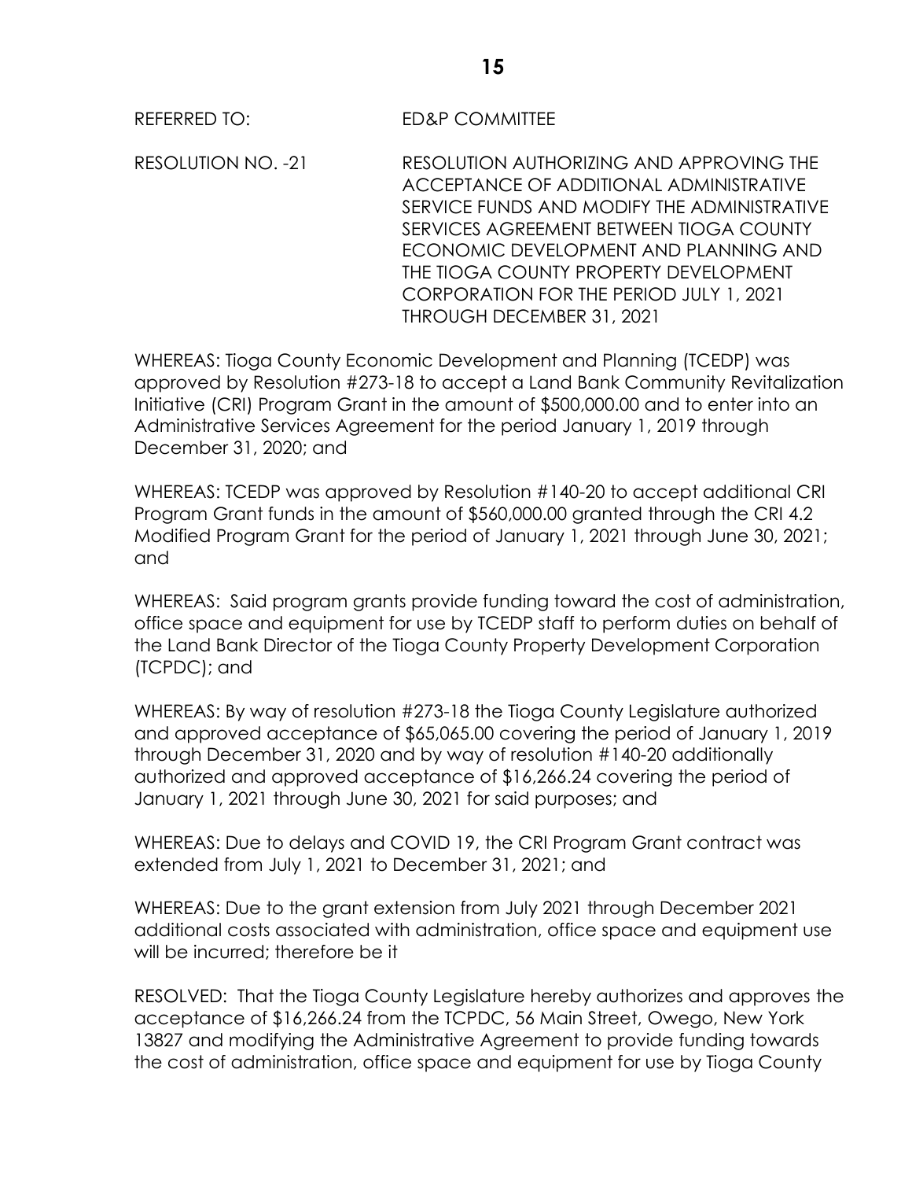REFERRED TO: ED&P COMMITTEE

RESOLUTION NO. -21 RESOLUTION AUTHORIZING AND APPROVING THE ACCEPTANCE OF ADDITIONAL ADMINISTRATIVE SERVICE FUNDS AND MODIFY THE ADMINISTRATIVE SERVICES AGREEMENT BETWEEN TIOGA COUNTY ECONOMIC DEVELOPMENT AND PLANNING AND THE TIOGA COUNTY PROPERTY DEVELOPMENT CORPORATION FOR THE PERIOD JULY 1, 2021 THROUGH DECEMBER 31, 2021

WHEREAS: Tioga County Economic Development and Planning (TCEDP) was approved by Resolution #273-18 to accept a Land Bank Community Revitalization Initiative (CRI) Program Grant in the amount of $500,000.00 and to enter into an Administrative Services Agreement for the period January 1, 2019 through December 31, 2020; and

WHEREAS: TCEDP was approved by Resolution #140-20 to accept additional CRI Program Grant funds in the amount of $560,000.00 granted through the CRI 4.2 Modified Program Grant for the period of January 1, 2021 through June 30, 2021; and

WHEREAS: Said program grants provide funding toward the cost of administration, office space and equipment for use by TCEDP staff to perform duties on behalf of the Land Bank Director of the Tioga County Property Development Corporation (TCPDC); and

WHEREAS: By way of resolution #273-18 the Tioga County Legislature authorized and approved acceptance of $65,065.00 covering the period of January 1, 2019 through December 31, 2020 and by way of resolution #140-20 additionally authorized and approved acceptance of $16,266.24 covering the period of January 1, 2021 through June 30, 2021 for said purposes; and

WHEREAS: Due to delays and COVID 19, the CRI Program Grant contract was extended from July 1, 2021 to December 31, 2021; and

WHEREAS: Due to the grant extension from July 2021 through December 2021 additional costs associated with administration, office space and equipment use will be incurred; therefore be it

RESOLVED: That the Tioga County Legislature hereby authorizes and approves the acceptance of $16,266.24 from the TCPDC, 56 Main Street, Owego, New York 13827 and modifying the Administrative Agreement to provide funding towards the cost of administration, office space and equipment for use by Tioga County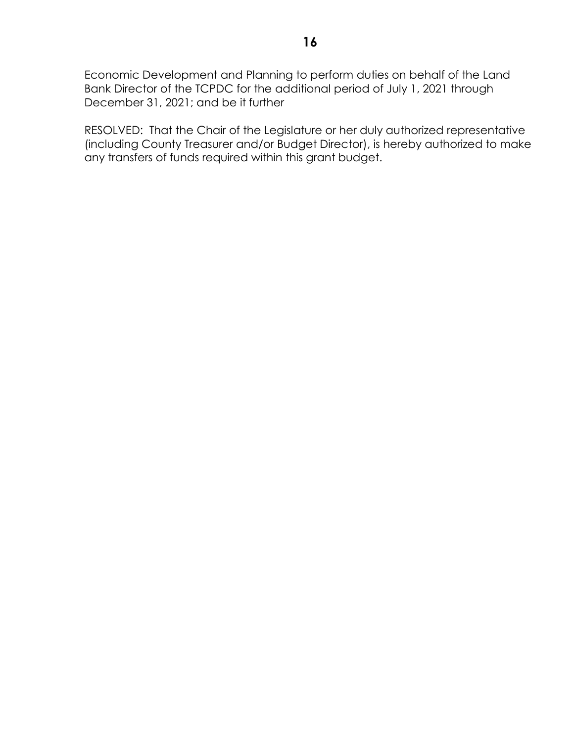Economic Development and Planning to perform duties on behalf of the Land Bank Director of the TCPDC for the additional period of July 1, 2021 through December 31, 2021; and be it further

RESOLVED: That the Chair of the Legislature or her duly authorized representative (including County Treasurer and/or Budget Director), is hereby authorized to make any transfers of funds required within this grant budget.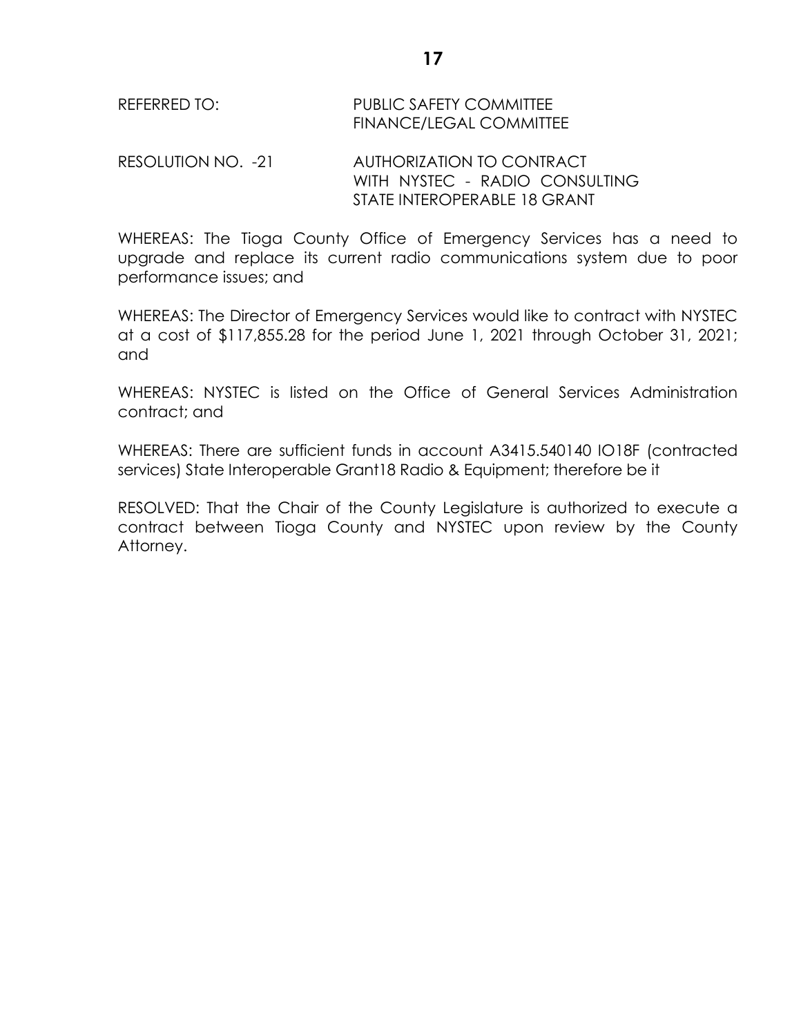REFERRED TO: PUBLIC SAFETY COMMITTEE
FINANCE/LEGAL COMMITTEE

RESOLUTION NO. -21 AUTHORIZATION TO CONTRACT
WITH NYSTEC - RADIO CONSULTING
STATE INTEROPERABLE 18 GRANT

WHEREAS: The Tioga County Office of Emergency Services has a need to upgrade and replace its current radio communications system due to poor performance issues; and

WHEREAS: The Director of Emergency Services would like to contract with NYSTEC at a cost of $117,855.28 for the period June 1, 2021 through October 31, 2021; and

WHEREAS: NYSTEC is listed on the Office of General Services Administration contract; and

WHEREAS: There are sufficient funds in account A3415.540140 IO18F (contracted services) State Interoperable Grant18 Radio & Equipment; therefore be it

RESOLVED: That the Chair of the County Legislature is authorized to execute a contract between Tioga County and NYSTEC upon review by the County Attorney.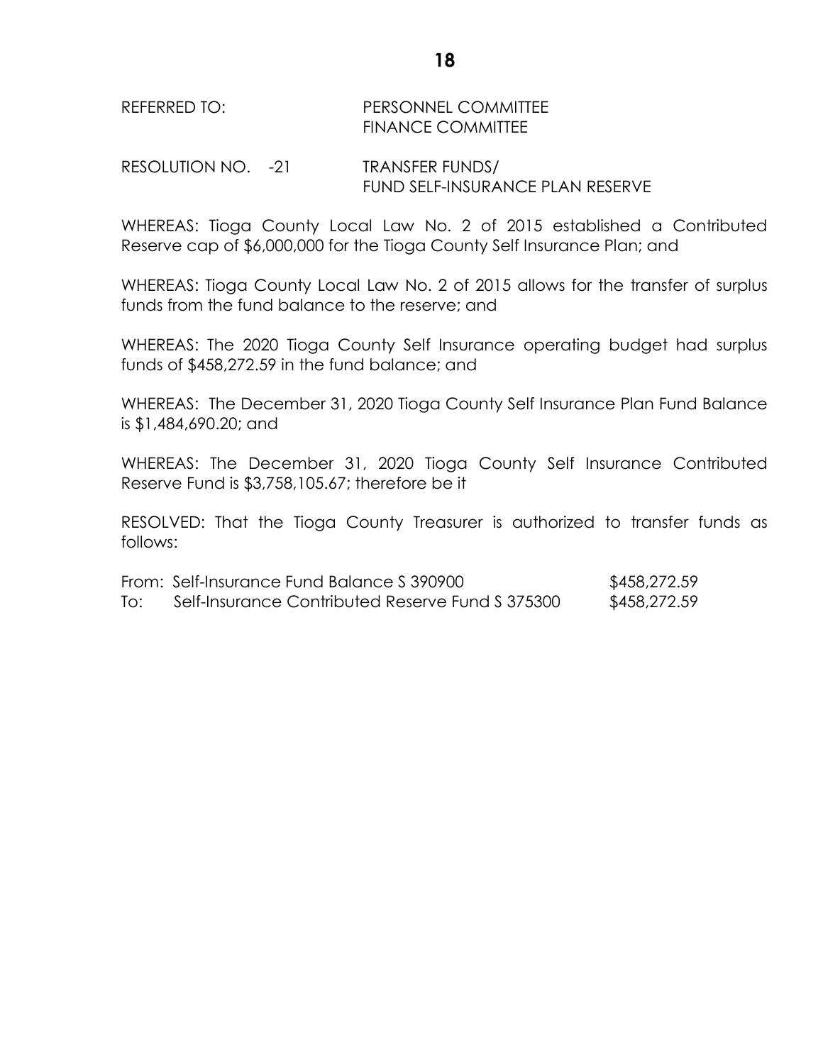REFERRED TO: PERSONNEL COMMITTEE
FINANCE COMMITTEE

RESOLUTION NO. -21 TRANSFER FUNDS/
FUND SELF-INSURANCE PLAN RESERVE

WHEREAS: Tioga County Local Law No. 2 of 2015 established a Contributed Reserve cap of $6,000,000 for the Tioga County Self Insurance Plan; and

WHEREAS: Tioga County Local Law No. 2 of 2015 allows for the transfer of surplus funds from the fund balance to the reserve; and

WHEREAS: The 2020 Tioga County Self Insurance operating budget had surplus funds of $458,272.59 in the fund balance; and

WHEREAS: The December 31, 2020 Tioga County Self Insurance Plan Fund Balance is $1,484,690.20; and

WHEREAS: The December 31, 2020 Tioga County Self Insurance Contributed Reserve Fund is $3,758,105.67; therefore be it

RESOLVED: That the Tioga County Treasurer is authorized to transfer funds as follows:

| | | |
|---|---|---|
| From: | Self-Insurance Fund Balance S 390900 | $458,272.59 |
| To: | Self-Insurance Contributed Reserve Fund S 375300 | $458,272.59 |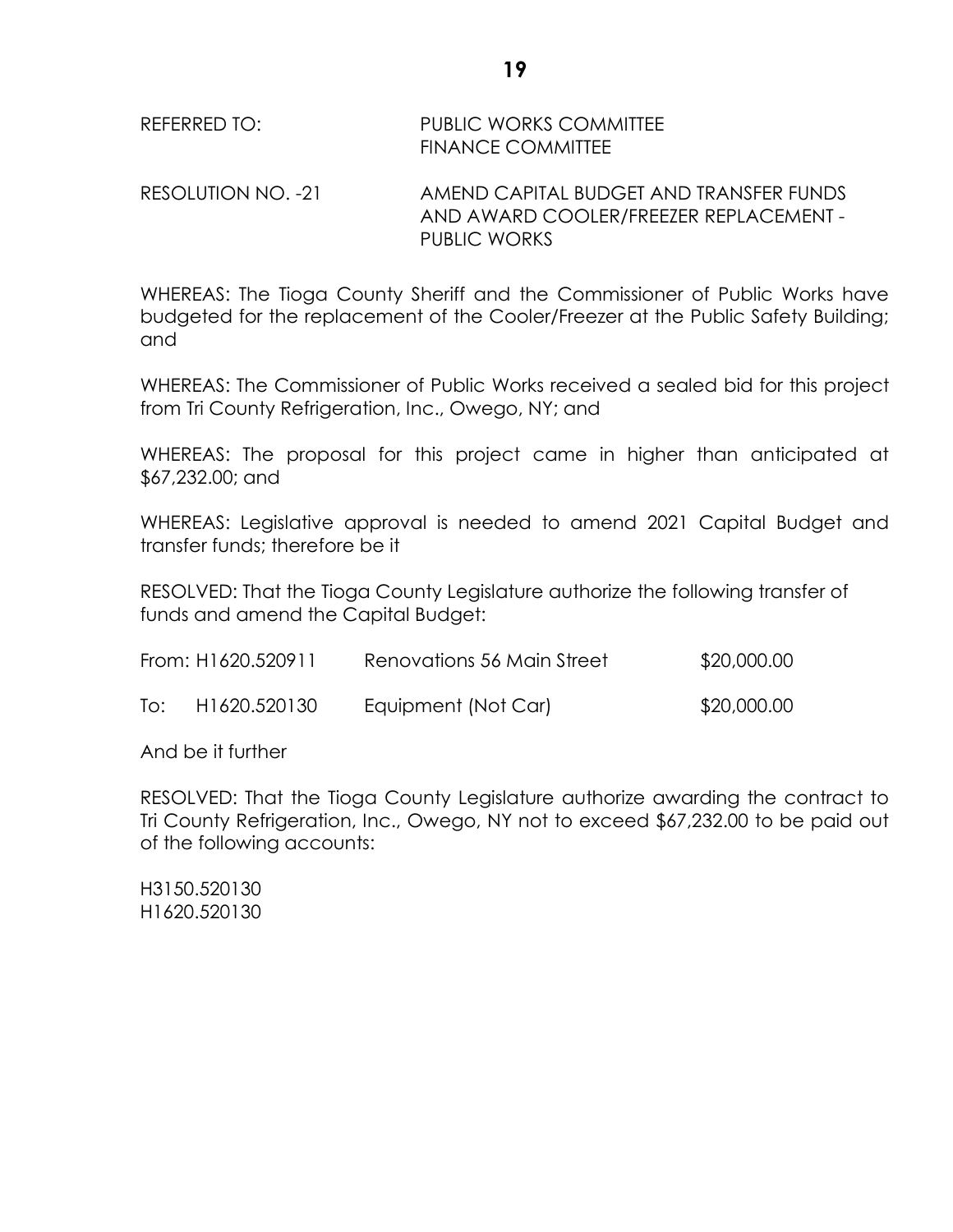REFERRED TO: PUBLIC WORKS COMMITTEE
FINANCE COMMITTEE

RESOLUTION NO. -21 AMEND CAPITAL BUDGET AND TRANSFER FUNDS AND AWARD COOLER/FREEZER REPLACEMENT - PUBLIC WORKS

WHEREAS: The Tioga County Sheriff and the Commissioner of Public Works have budgeted for the replacement of the Cooler/Freezer at the Public Safety Building; and

WHEREAS: The Commissioner of Public Works received a sealed bid for this project from Tri County Refrigeration, Inc., Owego, NY; and

WHEREAS: The proposal for this project came in higher than anticipated at $67,232.00; and

WHEREAS: Legislative approval is needed to amend 2021 Capital Budget and transfer funds; therefore be it

RESOLVED: That the Tioga County Legislature authorize the following transfer of funds and amend the Capital Budget:

| | | | |
|---|---|---|---|
| From: | H1620.520911 | Renovations 56 Main Street | $20,000.00 |
| To: | H1620.520130 | Equipment (Not Car) | $20,000.00 |

And be it further

RESOLVED: That the Tioga County Legislature authorize awarding the contract to Tri County Refrigeration, Inc., Owego, NY not to exceed $67,232.00 to be paid out of the following accounts:

H3150.520130
H1620.520130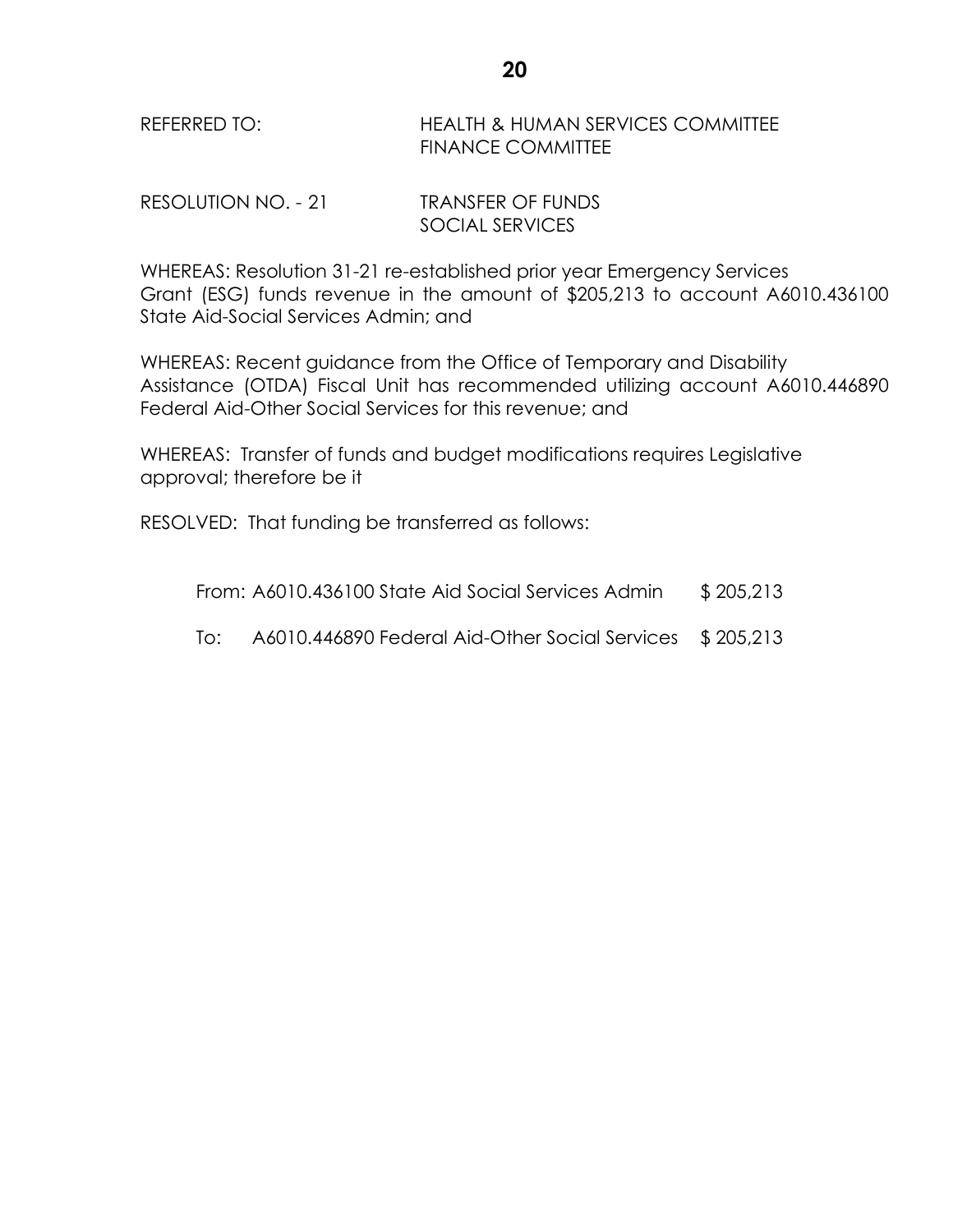REFERRED TO: HEALTH & HUMAN SERVICES COMMITTEE
FINANCE COMMITTEE

RESOLUTION NO. - 21 TRANSFER OF FUNDS
SOCIAL SERVICES

WHEREAS: Resolution 31-21 re-established prior year Emergency Services Grant (ESG) funds revenue in the amount of $205,213 to account A6010.436100 State Aid-Social Services Admin; and

WHEREAS: Recent guidance from the Office of Temporary and Disability Assistance (OTDA) Fiscal Unit has recommended utilizing account A6010.446890 Federal Aid-Other Social Services for this revenue; and

WHEREAS: Transfer of funds and budget modifications requires Legislative approval; therefore be it

RESOLVED: That funding be transferred as follows:

| | | |
|---|---|---|
| From: | A6010.436100 State Aid Social Services Admin | $ 205,213 |
| To: | A6010.446890 Federal Aid-Other Social Services | $ 205,213 |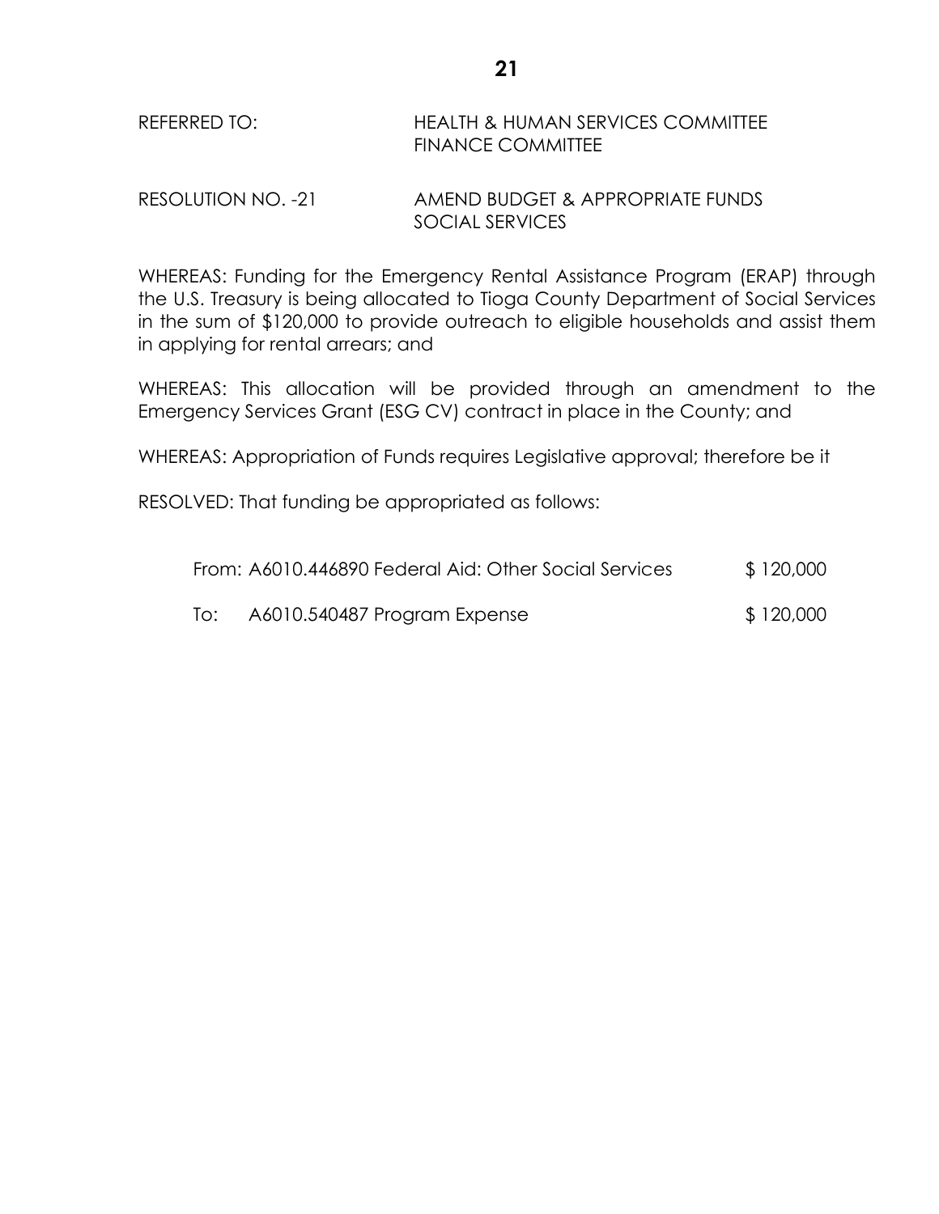REFERRED TO: HEALTH & HUMAN SERVICES COMMITTEE
FINANCE COMMITTEE

RESOLUTION NO. -21 AMEND BUDGET & APPROPRIATE FUNDS
SOCIAL SERVICES

WHEREAS: Funding for the Emergency Rental Assistance Program (ERAP) through the U.S. Treasury is being allocated to Tioga County Department of Social Services in the sum of $120,000 to provide outreach to eligible households and assist them in applying for rental arrears; and

WHEREAS: This allocation will be provided through an amendment to the Emergency Services Grant (ESG CV) contract in place in the County; and

WHEREAS: Appropriation of Funds requires Legislative approval; therefore be it

RESOLVED: That funding be appropriated as follows:

| | | |
|---|---|---|
| From: | A6010.446890 Federal Aid: Other Social Services | $ 120,000 |
| To: | A6010.540487 Program Expense | $ 120,000 |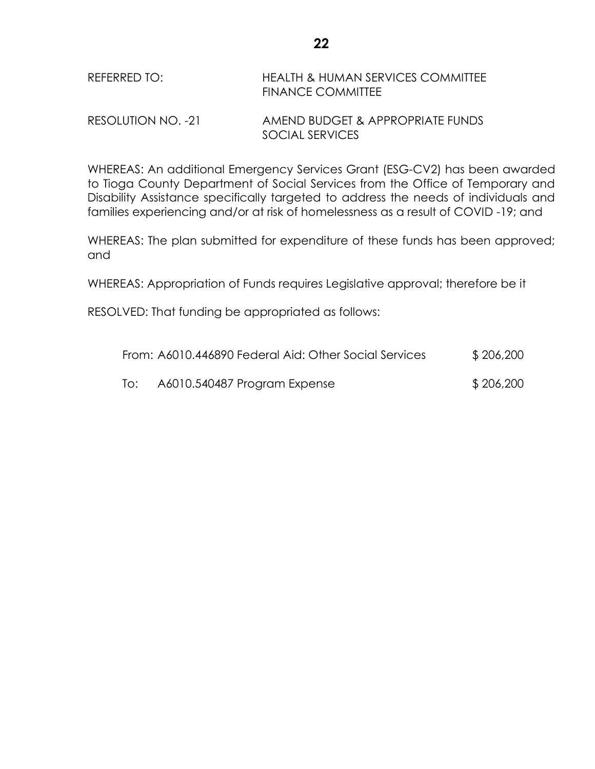REFERRED TO: HEALTH & HUMAN SERVICES COMMITTEE
FINANCE COMMITTEE

RESOLUTION NO. -21 AMEND BUDGET & APPROPRIATE FUNDS
SOCIAL SERVICES

WHEREAS: An additional Emergency Services Grant (ESG-CV2) has been awarded to Tioga County Department of Social Services from the Office of Temporary and Disability Assistance specifically targeted to address the needs of individuals and families experiencing and/or at risk of homelessness as a result of COVID -19; and

WHEREAS: The plan submitted for expenditure of these funds has been approved; and

WHEREAS: Appropriation of Funds requires Legislative approval; therefore be it

RESOLVED: That funding be appropriated as follows:

| | | |
|---|---|---|
| From: | A6010.446890 Federal Aid: Other Social Services | $ 206,200 |
| To: | A6010.540487 Program Expense | $ 206,200 |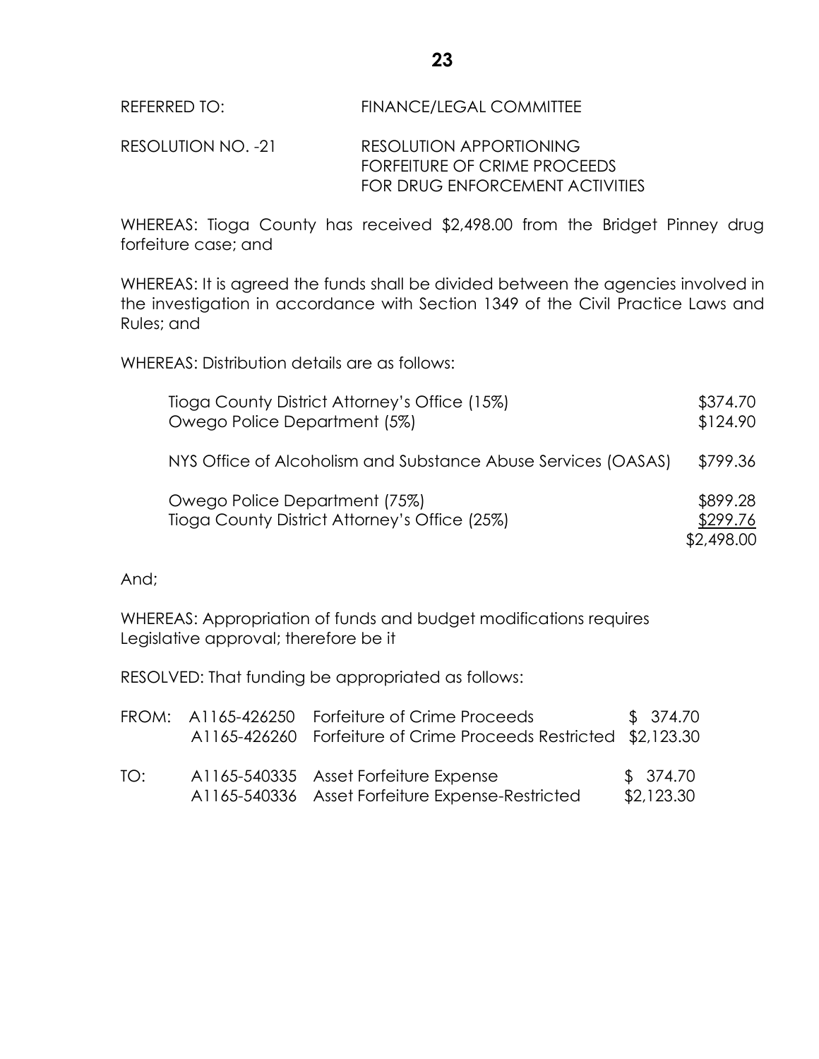REFERRED TO: FINANCE/LEGAL COMMITTEE

RESOLUTION NO. -21 RESOLUTION APPORTIONING FORFEITURE OF CRIME PROCEEDS FOR DRUG ENFORCEMENT ACTIVITIES

WHEREAS: Tioga County has received $2,498.00 from the Bridget Pinney drug forfeiture case; and

WHEREAS: It is agreed the funds shall be divided between the agencies involved in the investigation in accordance with Section 1349 of the Civil Practice Laws and Rules; and

WHEREAS: Distribution details are as follows:

| | |
|---|---|
| Tioga County District Attorney's Office (15%) | $374.70 |
| Owego Police Department (5%) | $124.90 |
| NYS Office of Alcoholism and Substance Abuse Services (OASAS) | $799.36 |
| Owego Police Department (75%) | $899.28 |
| Tioga County District Attorney's Office (25%) | $299.76 |
| | $2,498.00 |

And;

WHEREAS: Appropriation of funds and budget modifications requires Legislative approval; therefore be it

RESOLVED: That funding be appropriated as follows:

| | | | |
|---|---|---|---|
| FROM: | A1165-426250 | Forfeiture of Crime Proceeds | $ 374.70 |
| | A1165-426260 | Forfeiture of Crime Proceeds Restricted | $2,123.30 |
| TO: | A1165-540335 | Asset Forfeiture Expense | $ 374.70 |
| | A1165-540336 | Asset Forfeiture Expense-Restricted | $2,123.30 |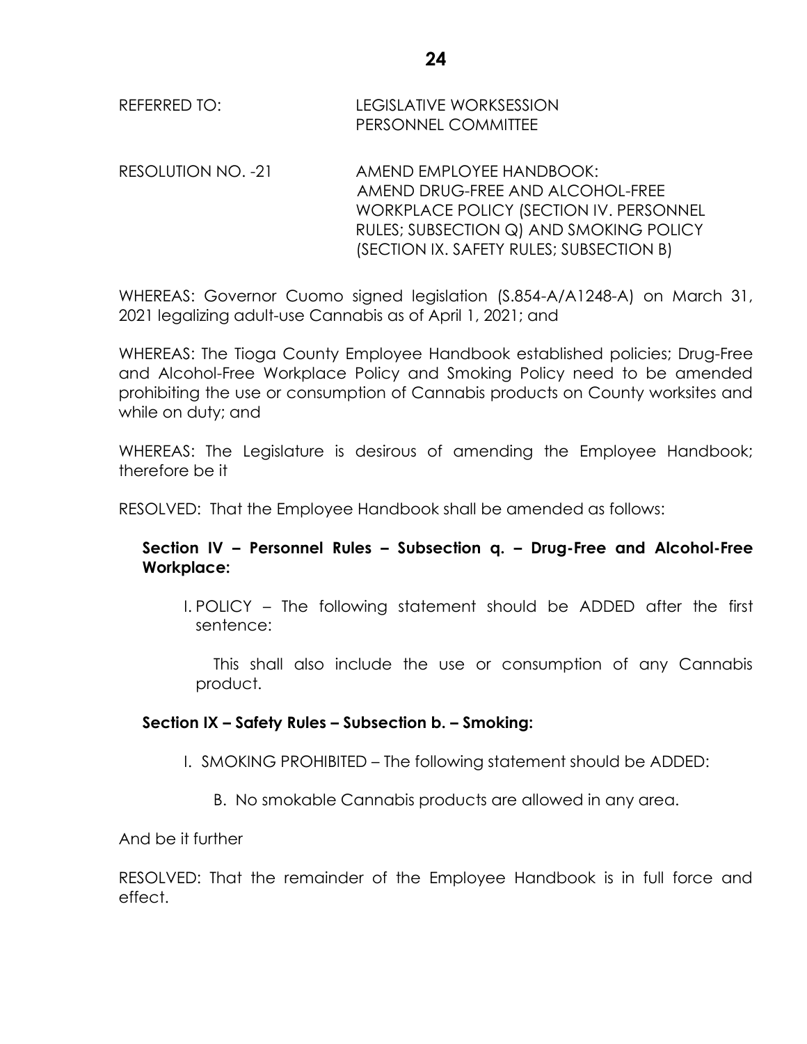REFERRED TO: LEGISLATIVE WORKSESSION
PERSONNEL COMMITTEE

RESOLUTION NO. -21 AMEND EMPLOYEE HANDBOOK: AMEND DRUG-FREE AND ALCOHOL-FREE WORKPLACE POLICY (SECTION IV. PERSONNEL RULES; SUBSECTION Q) AND SMOKING POLICY (SECTION IX. SAFETY RULES; SUBSECTION B)

WHEREAS: Governor Cuomo signed legislation (S.854-A/A1248-A) on March 31, 2021 legalizing adult-use Cannabis as of April 1, 2021; and

WHEREAS: The Tioga County Employee Handbook established policies; Drug-Free and Alcohol-Free Workplace Policy and Smoking Policy need to be amended prohibiting the use or consumption of Cannabis products on County worksites and while on duty; and

WHEREAS: The Legislature is desirous of amending the Employee Handbook; therefore be it

RESOLVED: That the Employee Handbook shall be amended as follows:

**Section IV – Personnel Rules – Subsection q. – Drug-Free and Alcohol-Free Workplace:**

I. POLICY – The following statement should be ADDED after the first sentence:

This shall also include the use or consumption of any Cannabis product.

**Section IX – Safety Rules – Subsection b. – Smoking:**

I. SMOKING PROHIBITED – The following statement should be ADDED:

B. No smokable Cannabis products are allowed in any area.

And be it further

RESOLVED: That the remainder of the Employee Handbook is in full force and effect.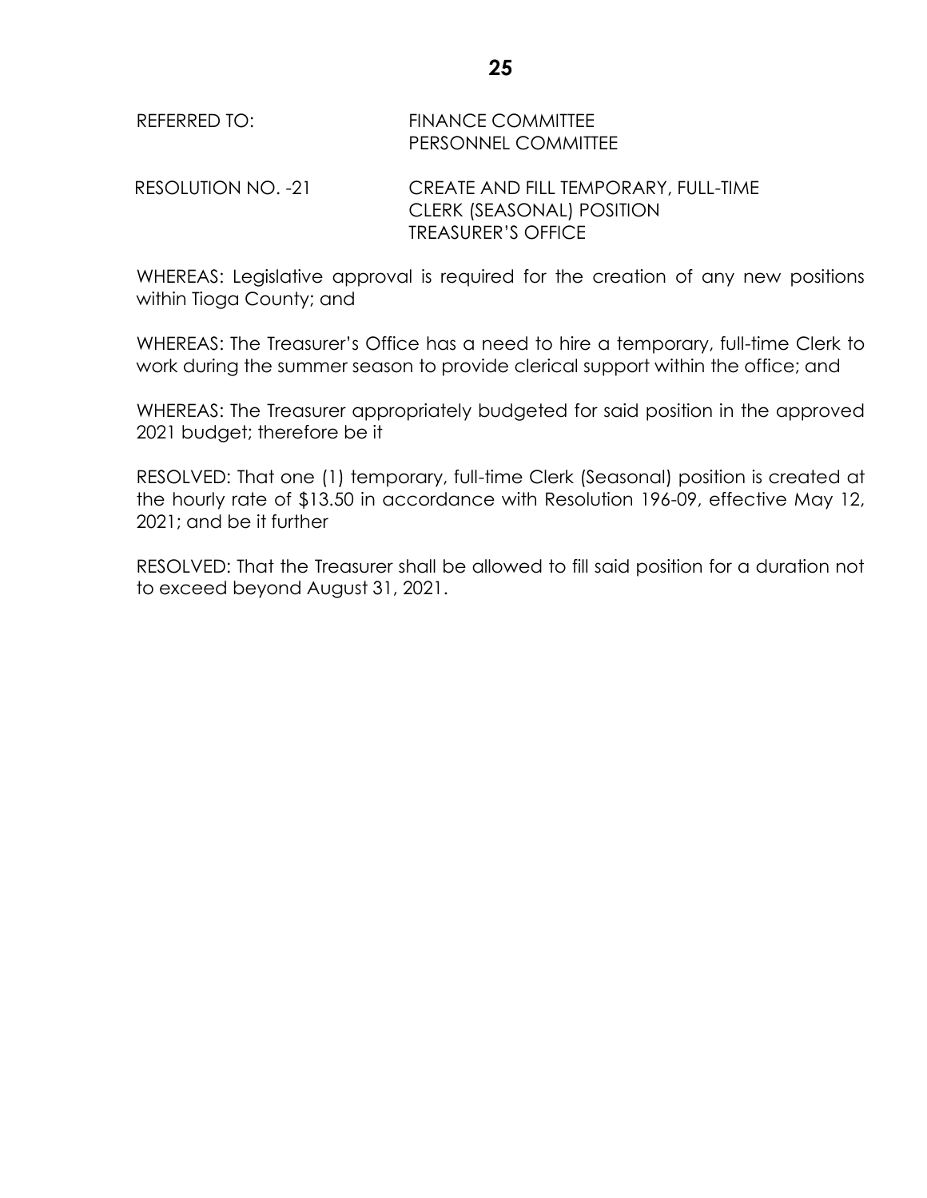REFERRED TO: FINANCE COMMITTEE
PERSONNEL COMMITTEE

RESOLUTION NO. -21 CREATE AND FILL TEMPORARY, FULL-TIME CLERK (SEASONAL) POSITION TREASURER'S OFFICE

WHEREAS: Legislative approval is required for the creation of any new positions within Tioga County; and

WHEREAS: The Treasurer's Office has a need to hire a temporary, full-time Clerk to work during the summer season to provide clerical support within the office; and

WHEREAS: The Treasurer appropriately budgeted for said position in the approved 2021 budget; therefore be it

RESOLVED: That one (1) temporary, full-time Clerk (Seasonal) position is created at the hourly rate of $13.50 in accordance with Resolution 196-09, effective May 12, 2021; and be it further

RESOLVED: That the Treasurer shall be allowed to fill said position for a duration not to exceed beyond August 31, 2021.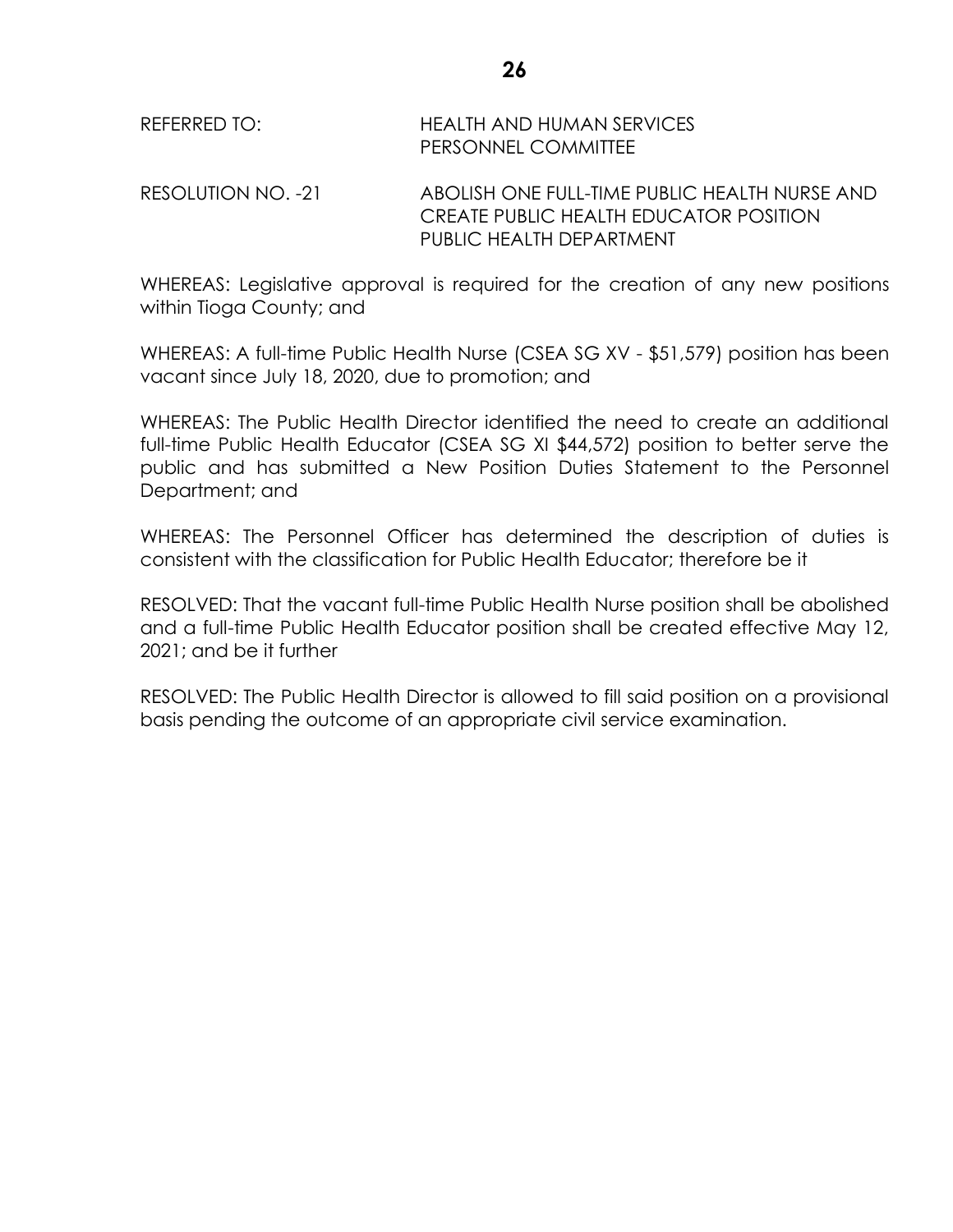REFERRED TO: HEALTH AND HUMAN SERVICES
PERSONNEL COMMITTEE

RESOLUTION NO. -21 ABOLISH ONE FULL-TIME PUBLIC HEALTH NURSE AND CREATE PUBLIC HEALTH EDUCATOR POSITION PUBLIC HEALTH DEPARTMENT

WHEREAS: Legislative approval is required for the creation of any new positions within Tioga County; and

WHEREAS: A full-time Public Health Nurse (CSEA SG XV - $51,579) position has been vacant since July 18, 2020, due to promotion; and

WHEREAS: The Public Health Director identified the need to create an additional full-time Public Health Educator (CSEA SG XI $44,572) position to better serve the public and has submitted a New Position Duties Statement to the Personnel Department; and

WHEREAS: The Personnel Officer has determined the description of duties is consistent with the classification for Public Health Educator; therefore be it

RESOLVED: That the vacant full-time Public Health Nurse position shall be abolished and a full-time Public Health Educator position shall be created effective May 12, 2021; and be it further

RESOLVED: The Public Health Director is allowed to fill said position on a provisional basis pending the outcome of an appropriate civil service examination.